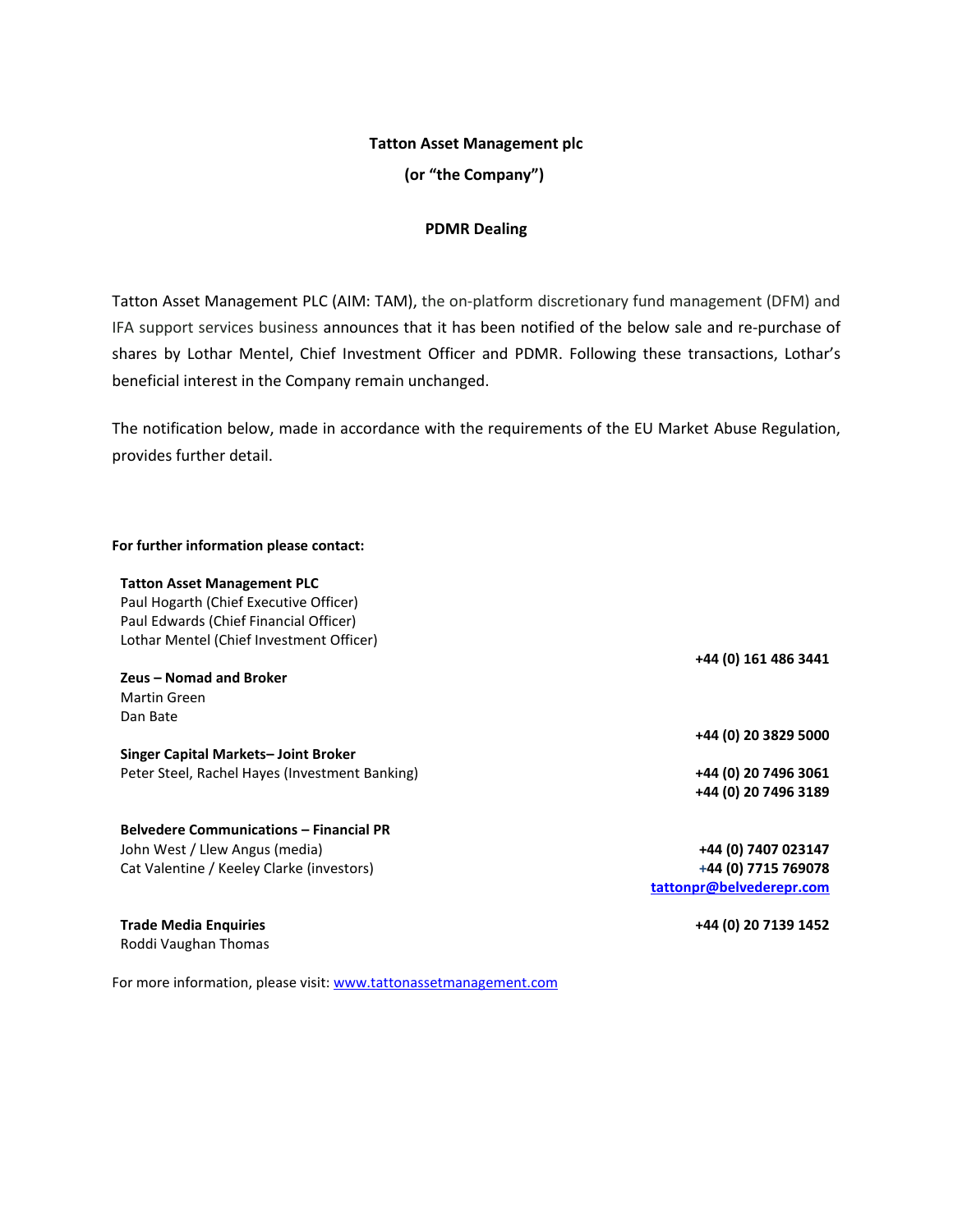**Tatton Asset Management plc**

**(or "the Company")**

**PDMR Dealing**

Tatton Asset Management PLC (AIM: TAM), the on-platform discretionary fund management (DFM) and IFA support services business announces that it has been notified of the below sale and re-purchase of shares by Lothar Mentel, Chief Investment Officer and PDMR. Following these transactions, Lothar's beneficial interest in the Company remain unchanged.

The notification below, made in accordance with the requirements of the EU Market Abuse Regulation, provides further detail.

**For further information please contact:**

**Tatton Asset Management PLC**
Paul Hogarth (Chief Executive Officer)
Paul Edwards (Chief Financial Officer)
Lothar Mentel (Chief Investment Officer)
**+44 (0) 161 486 3441**

**Zeus – Nomad and Broker**
Martin Green
Dan Bate
**+44 (0) 20 3829 5000**

**Singer Capital Markets– Joint Broker**
Peter Steel, Rachel Hayes (Investment Banking)
**+44 (0) 20 7496 3061**
**+44 (0) 20 7496 3189**

**Belvedere Communications – Financial PR**
John West / Llew Angus (media) **+44 (0) 7407 023147**
Cat Valentine / Keeley Clarke (investors) **+44 (0) 7715 769078**
**tattonpr@belvederepr.com**

**Trade Media Enquiries** **+44 (0) 20 7139 1452**
Roddi Vaughan Thomas

For more information, please visit: www.tattonassetmanagement.com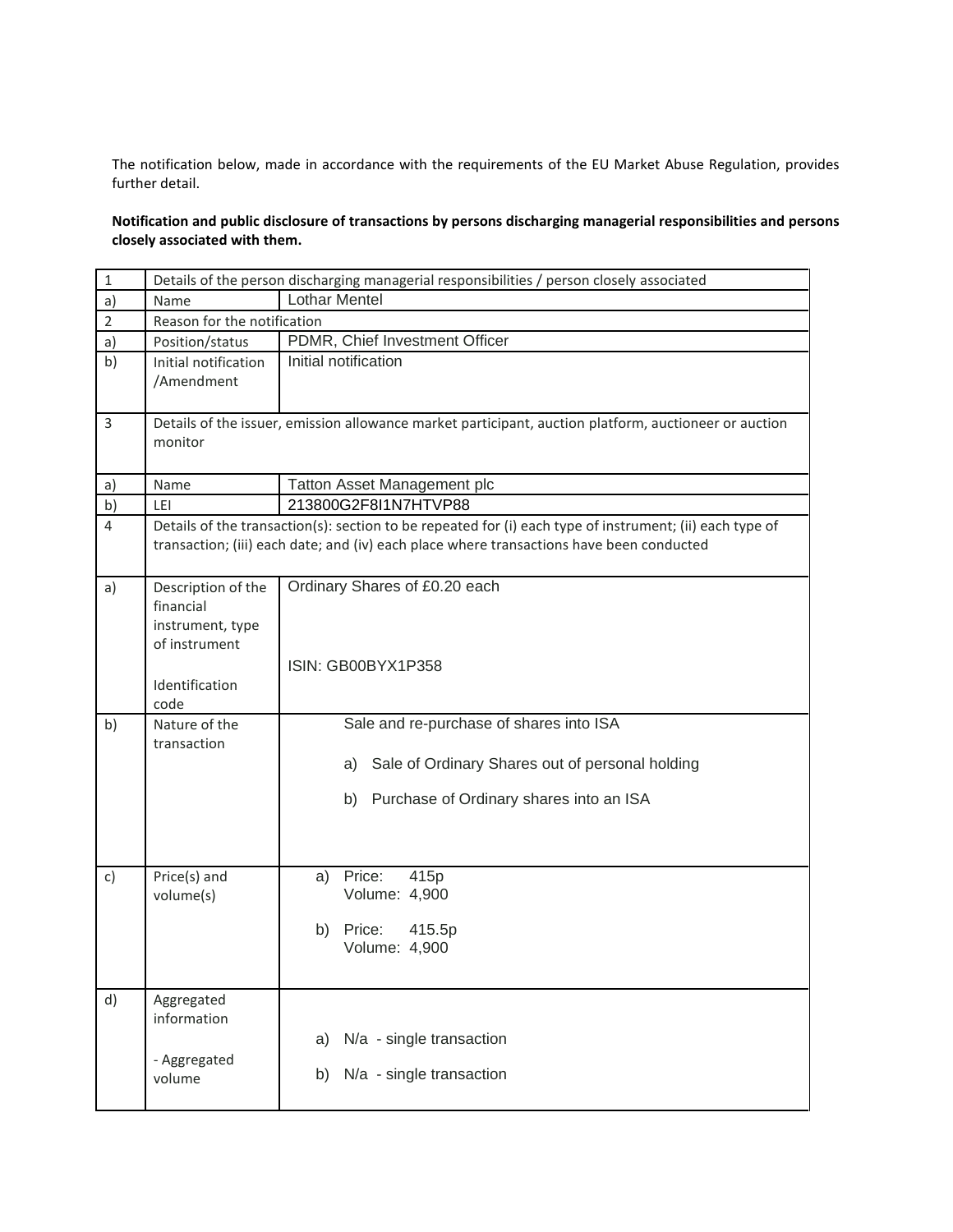The notification below, made in accordance with the requirements of the EU Market Abuse Regulation, provides further detail.

**Notification and public disclosure of transactions by persons discharging managerial responsibilities and persons closely associated with them.**

| 1 | Details of the person discharging managerial responsibilities / person closely associated | |
|---|---|---|
| a) | Name | Lothar Mentel |
| 2 | Reason for the notification | |
| a) | Position/status | PDMR, Chief Investment Officer |
| b) | Initial notification /Amendment | Initial notification |
| 3 | Details of the issuer, emission allowance market participant, auction platform, auctioneer or auction monitor | |
| a) | Name | Tatton Asset Management plc |
| b) | LEI | 213800G2F8I1N7HTVP88 |
| 4 | Details of the transaction(s): section to be repeated for (i) each type of instrument; (ii) each type of transaction; (iii) each date; and (iv) each place where transactions have been conducted | |
| a) | Description of the financial instrument, type of instrument<br><br>Identification code | Ordinary Shares of £0.20 each<br><br>ISIN: GB00BYX1P358 |
| b) | Nature of the transaction | Sale and re-purchase of shares into ISA<br><br>a) Sale of Ordinary Shares out of personal holding<br><br>b) Purchase of Ordinary shares into an ISA |
| c) | Price(s) and volume(s) | a) Price: 415p<br>Volume: 4,900<br><br>b) Price: 415.5p<br>Volume: 4,900 |
| d) | Aggregated information<br><br>- Aggregated volume | a) N/a - single transaction<br><br>b) N/a - single transaction |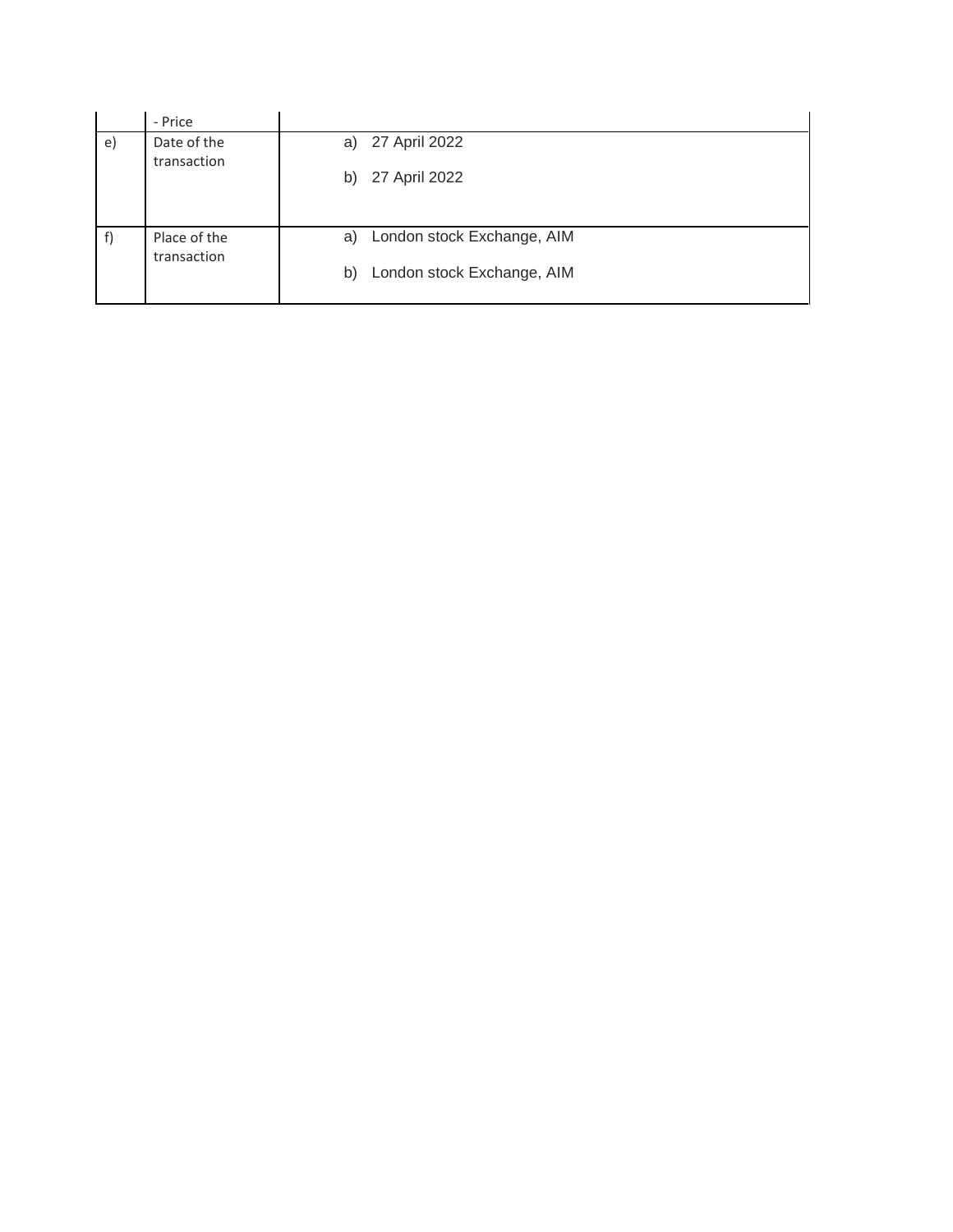| | | |
|---|---|---|
| | - Price | |
| e) | Date of the transaction | a) 27 April 2022<br><br>b) 27 April 2022 |
| f) | Place of the transaction | a) London stock Exchange, AIM<br><br>b) London stock Exchange, AIM |